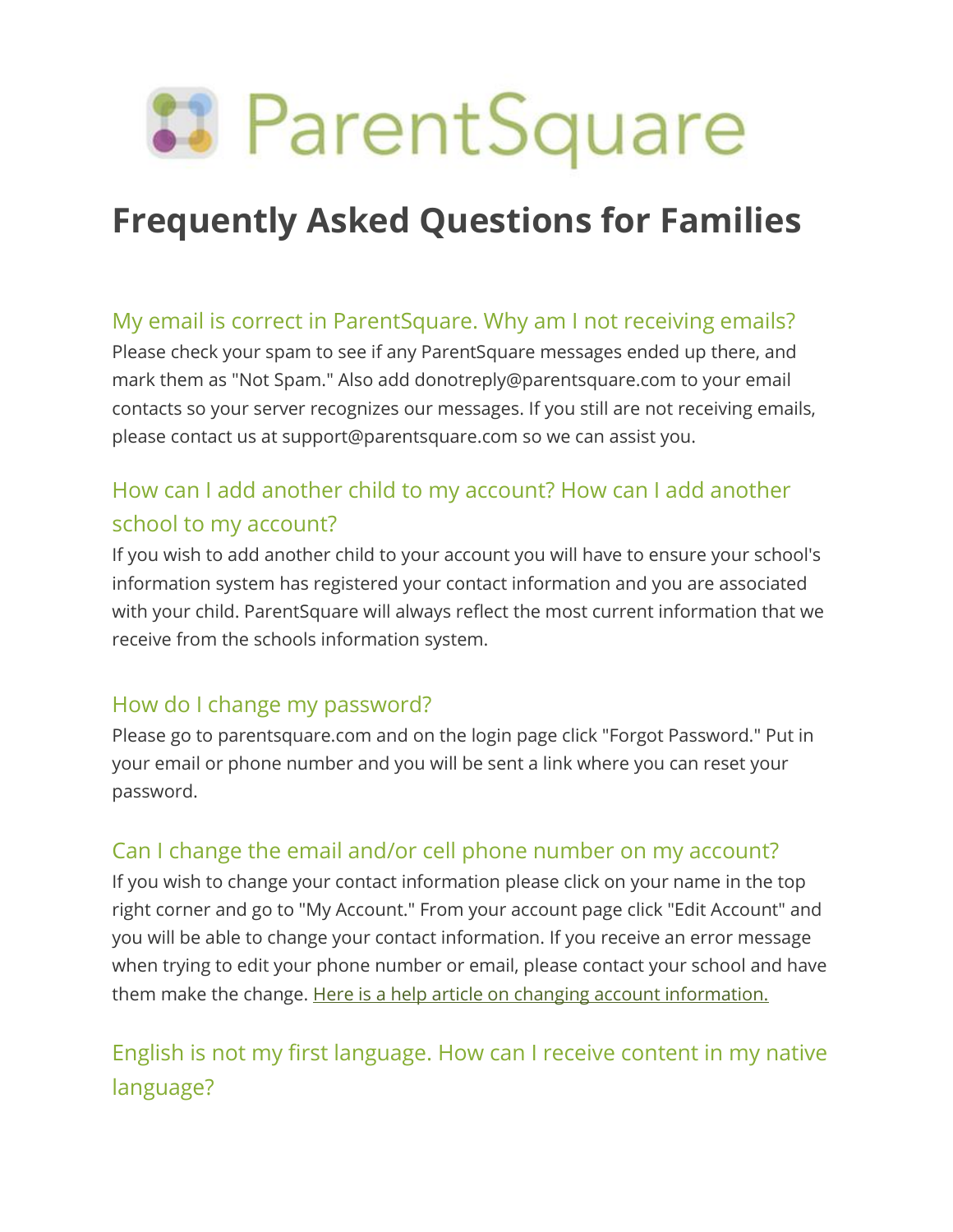ParentSquare

# Frequently Asked Questions for Families

## My email is correct in ParentSquare. Why am I not receiving emails?

Please check your spam to see if any ParentSquare messages ended up there, and mark them as "Not Spam." Also add donotreply@parentsquare.com to your email contacts so your server recognizes our messages. If you still are not receiving emails, please contact us at support@parentsquare.com so we can assist you.

## How can I add another child to my account? How can I add another school to my account?

If you wish to add another child to your account you will have to ensure your school's information system has registered your contact information and you are associated with your child. ParentSquare will always reflect the most current information that we receive from the schools information system.

## How do I change my password?

Please go to parentsquare.com and on the login page click "Forgot Password." Put in your email or phone number and you will be sent a link where you can reset your password.

## Can I change the email and/or cell phone number on my account?

If you wish to change your contact information please click on your name in the top right corner and go to "My Account." From your account page click "Edit Account" and you will be able to change your contact information. If you receive an error message when trying to edit your phone number or email, please contact your school and have them make the change. Here is a help article on changing account information.

## English is not my first language. How can I receive content in my native language?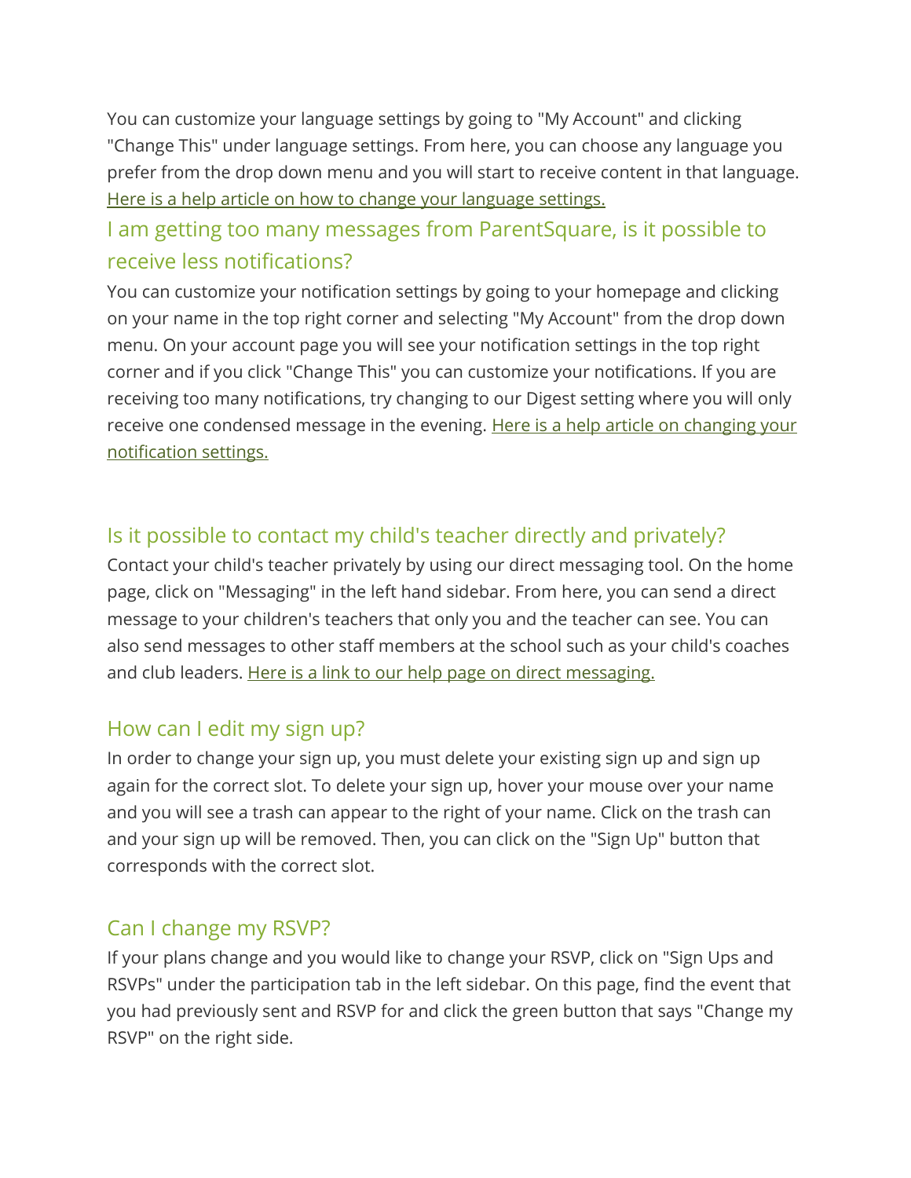You can customize your language settings by going to "My Account" and clicking "Change This" under language settings. From here, you can choose any language you prefer from the drop down menu and you will start to receive content in that language. [Here is a help article on how to change your language settings.]

## I am getting too many messages from ParentSquare, is it possible to receive less notifications?

You can customize your notification settings by going to your homepage and clicking on your name in the top right corner and selecting "My Account" from the drop down menu. On your account page you will see your notification settings in the top right corner and if you click "Change This" you can customize your notifications. If you are receiving too many notifications, try changing to our Digest setting where you will only receive one condensed message in the evening. [Here is a help article on changing your notification settings.]

## Is it possible to contact my child's teacher directly and privately?

Contact your child's teacher privately by using our direct messaging tool. On the home page, click on "Messaging" in the left hand sidebar. From here, you can send a direct message to your children's teachers that only you and the teacher can see. You can also send messages to other staff members at the school such as your child's coaches and club leaders. [Here is a link to our help page on direct messaging.]

## How can I edit my sign up?

In order to change your sign up, you must delete your existing sign up and sign up again for the correct slot. To delete your sign up, hover your mouse over your name and you will see a trash can appear to the right of your name. Click on the trash can and your sign up will be removed. Then, you can click on the "Sign Up" button that corresponds with the correct slot.

## Can I change my RSVP?

If your plans change and you would like to change your RSVP, click on "Sign Ups and RSVPs" under the participation tab in the left sidebar. On this page, find the event that you had previously sent and RSVP for and click the green button that says "Change my RSVP" on the right side.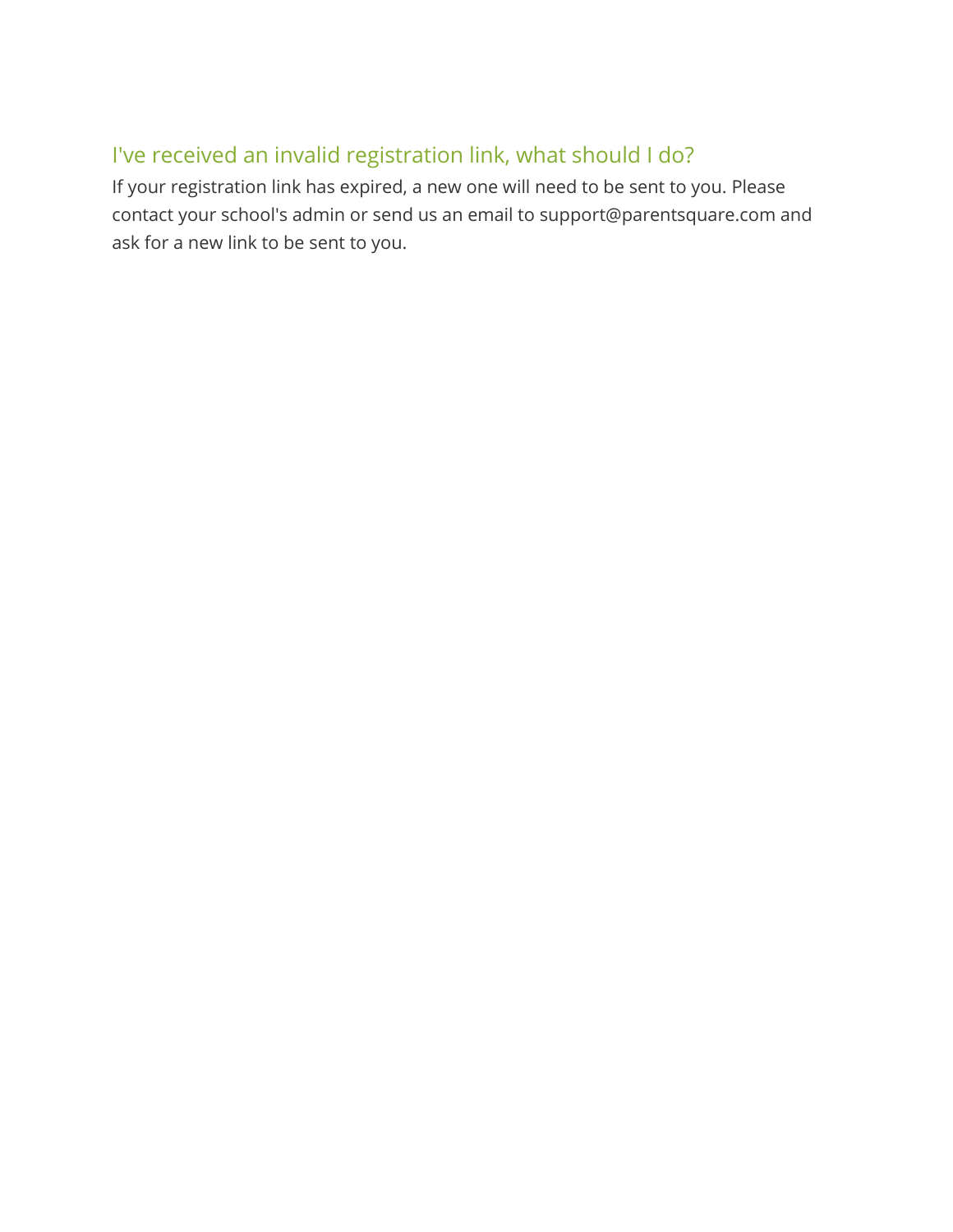## I've received an invalid registration link, what should I do?

If your registration link has expired, a new one will need to be sent to you. Please contact your school's admin or send us an email to support@parentsquare.com and ask for a new link to be sent to you.